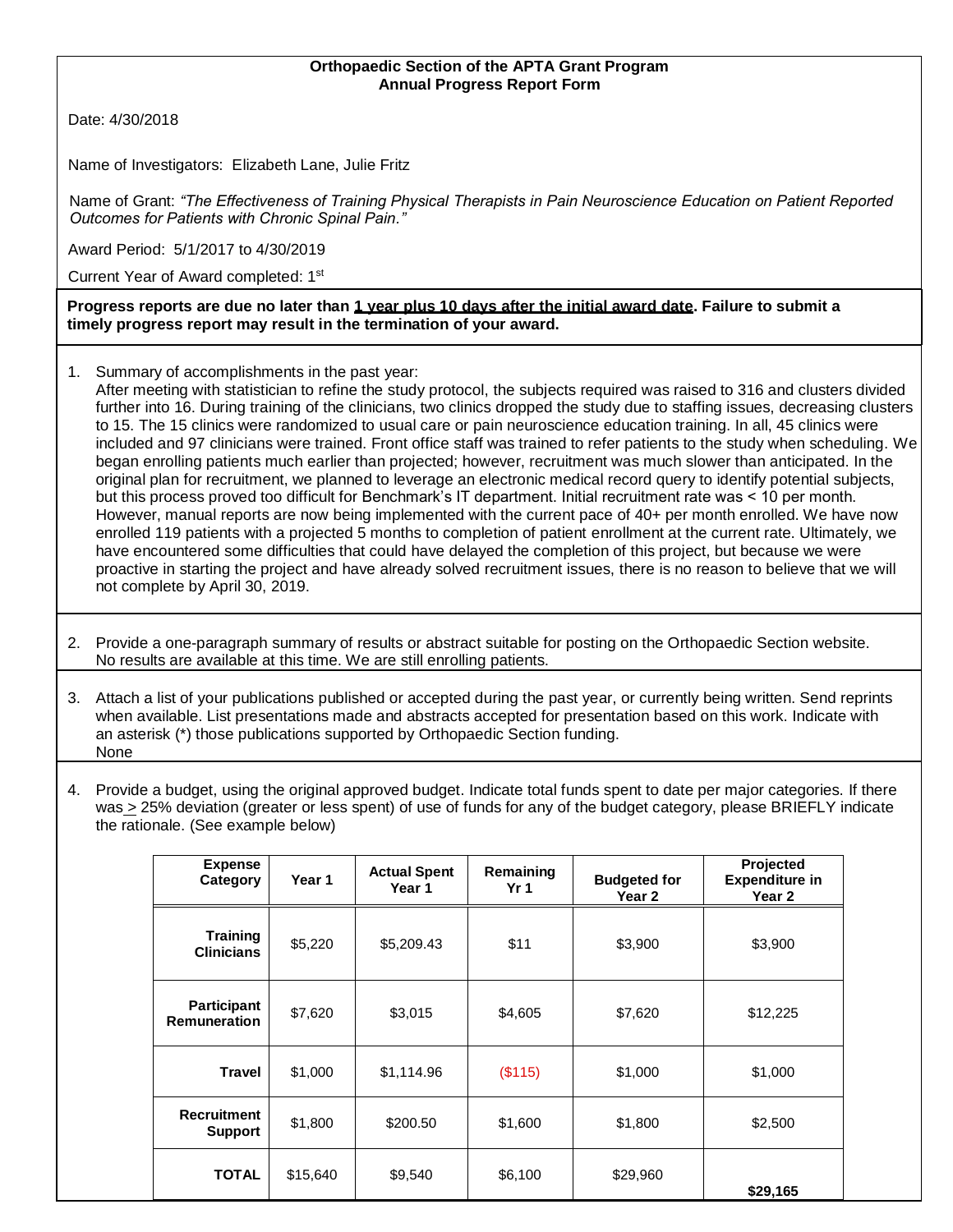**Orthopaedic Section of the APTA Grant Program**
**Annual Progress Report Form**

Date: 4/30/2018

Name of Investigators: Elizabeth Lane, Julie Fritz

Name of Grant: *"The Effectiveness of Training Physical Therapists in Pain Neuroscience Education on Patient Reported Outcomes for Patients with Chronic Spinal Pain."*

Award Period: 5/1/2017 to 4/30/2019

Current Year of Award completed: 1st

**Progress reports are due no later than <u>1 year plus 10 days after the initial award date</u>. Failure to submit a timely progress report may result in the termination of your award.**

1. Summary of accomplishments in the past year:
   After meeting with statistician to refine the study protocol, the subjects required was raised to 316 and clusters divided further into 16. During training of the clinicians, two clinics dropped the study due to staffing issues, decreasing clusters to 15. The 15 clinics were randomized to usual care or pain neuroscience education training. In all, 45 clinics were included and 97 clinicians were trained. Front office staff was trained to refer patients to the study when scheduling. We began enrolling patients much earlier than projected; however, recruitment was much slower than anticipated. In the original plan for recruitment, we planned to leverage an electronic medical record query to identify potential subjects, but this process proved too difficult for Benchmark's IT department. Initial recruitment rate was < 10 per month. However, manual reports are now being implemented with the current pace of 40+ per month enrolled. We have now enrolled 119 patients with a projected 5 months to completion of patient enrollment at the current rate. Ultimately, we have encountered some difficulties that could have delayed the completion of this project, but because we were proactive in starting the project and have already solved recruitment issues, there is no reason to believe that we will not complete by April 30, 2019.

2. Provide a one-paragraph summary of results or abstract suitable for posting on the Orthopaedic Section website.
   No results are available at this time. We are still enrolling patients.

3. Attach a list of your publications published or accepted during the past year, or currently being written. Send reprints when available. List presentations made and abstracts accepted for presentation based on this work. Indicate with an asterisk (*) those publications supported by Orthopaedic Section funding.
   None

4. Provide a budget, using the original approved budget. Indicate total funds spent to date per major categories. If there was ≥ 25% deviation (greater or less spent) of use of funds for any of the budget category, please BRIEFLY indicate the rationale. (See example below)

| Expense Category | Year 1 | Actual Spent Year 1 | Remaining Yr 1 | Budgeted for Year 2 | Projected Expenditure in Year 2 |
|---|---|---|---|---|---|
| **Training Clinicians** | $5,220 | $5,209.43 | $11 | $3,900 | $3,900 |
| **Participant Remuneration** | $7,620 | $3,015 | $4,605 | $7,620 | $12,225 |
| **Travel** | $1,000 | $1,114.96 | ($115) | $1,000 | $1,000 |
| **Recruitment Support** | $1,800 | $200.50 | $1,600 | $1,800 | $2,500 |
| **TOTAL** | $15,640 | $9,540 | $6,100 | $29,960 | **$29,165** |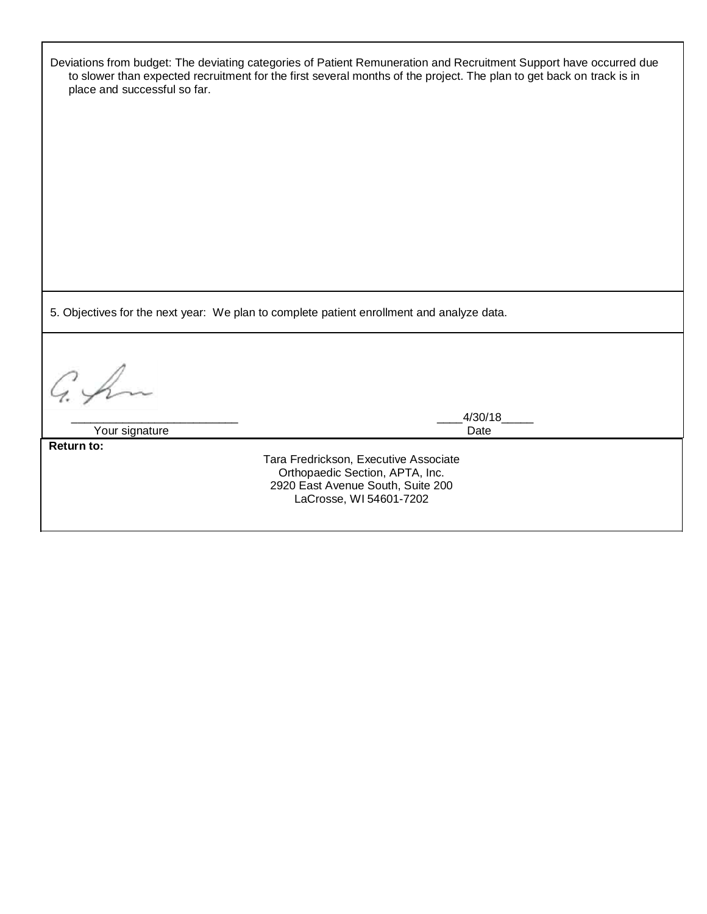Deviations from budget: The deviating categories of Patient Remuneration and Recruitment Support have occurred due to slower than expected recruitment for the first several months of the project. The plan to get back on track is in place and successful so far.

5. Objectives for the next year: We plan to complete patient enrollment and analyze data.

Your signature ____________________ Date ____4/30/18_____

**Return to:**

Tara Fredrickson, Executive Associate
Orthopaedic Section, APTA, Inc.
2920 East Avenue South, Suite 200
LaCrosse, WI 54601-7202